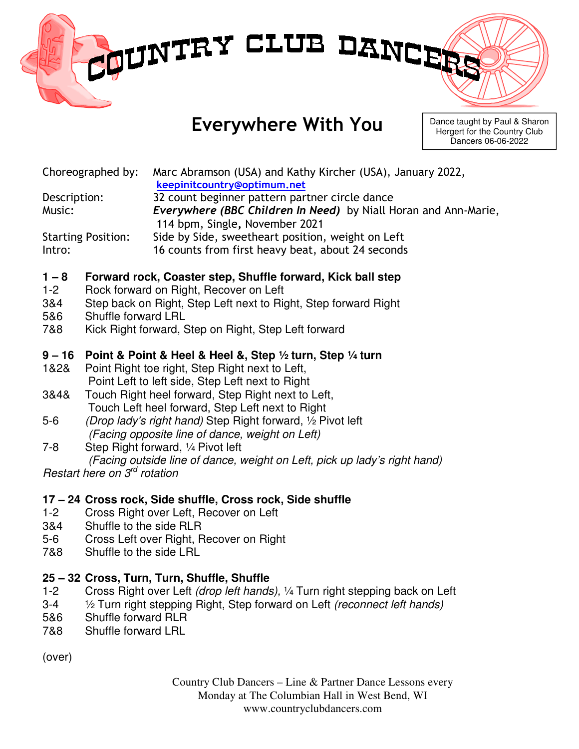# COUNTRY CLUB DANCERS

## Everywhere With You

Dance taught by Paul & Sharon Hergert for the Country Club Dancers 06-06-2022

Choreographed by: Marc Abramson (USA) and Kathy Kircher (USA), January 2022, **keepinitcountry@optimum.net**

Description: 32 count beginner pattern partner circle dance

Music: ***Everywhere (BBC Children In Need)*** by Niall Horan and Ann-Marie, 114 bpm, Single, November 2021

Starting Position: Side by Side, sweetheart position, weight on Left

Intro: 16 counts from first heavy beat, about 24 seconds

**1 – 8 Forward rock, Coaster step, Shuffle forward, Kick ball step**

1-2 Rock forward on Right, Recover on Left

3&4 Step back on Right, Step Left next to Right, Step forward Right

5&6 Shuffle forward LRL

7&8 Kick Right forward, Step on Right, Step Left forward

**9 – 16 Point & Point & Heel & Heel &, Step ½ turn, Step ¼ turn**

1&2& Point Right toe right, Step Right next to Left, Point Left to left side, Step Left next to Right

3&4& Touch Right heel forward, Step Right next to Left, Touch Left heel forward, Step Left next to Right

5-6 *(Drop lady's right hand)* Step Right forward, ½ Pivot left *(Facing opposite line of dance, weight on Left)*

7-8 Step Right forward, ¼ Pivot left *(Facing outside line of dance, weight on Left, pick up lady's right hand)*

*Restart here on 3rd rotation*

**17 – 24 Cross rock, Side shuffle, Cross rock, Side shuffle**

1-2 Cross Right over Left, Recover on Left

3&4 Shuffle to the side RLR

5-6 Cross Left over Right, Recover on Right

7&8 Shuffle to the side LRL

**25 – 32 Cross, Turn, Turn, Shuffle, Shuffle**

1-2 Cross Right over Left *(drop left hands),* ¼ Turn right stepping back on Left

3-4 ½ Turn right stepping Right, Step forward on Left *(reconnect left hands)*

5&6 Shuffle forward RLR

7&8 Shuffle forward LRL

(over)

Country Club Dancers – Line & Partner Dance Lessons every Monday at The Columbian Hall in West Bend, WI
www.countryclubdancers.com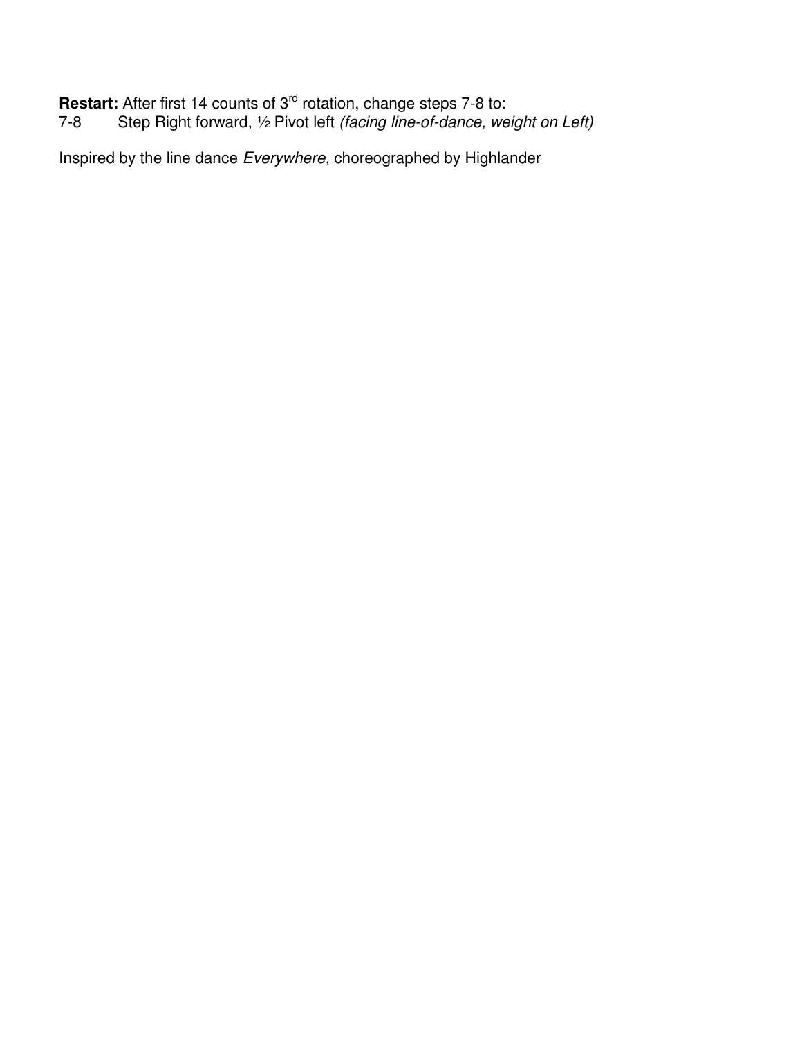**Restart:** After first 14 counts of 3rd rotation, change steps 7-8 to:
7-8 Step Right forward, ½ Pivot left *(facing line-of-dance, weight on Left)*

Inspired by the line dance *Everywhere,* choreographed by Highlander